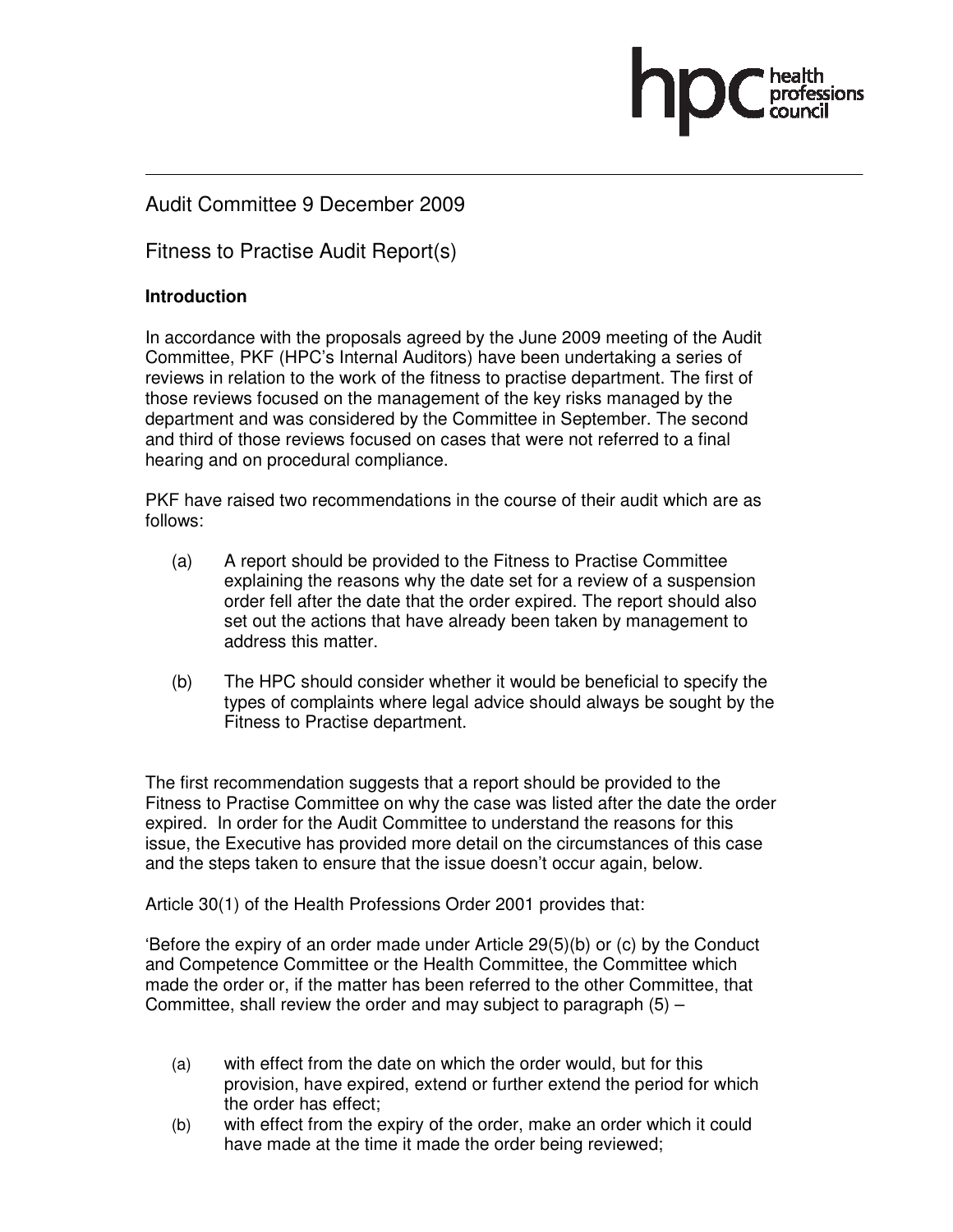Audit Committee 9 December 2009

Fitness to Practise Audit Report(s)

**Introduction**

In accordance with the proposals agreed by the June 2009 meeting of the Audit Committee, PKF (HPC's Internal Auditors) have been undertaking a series of reviews in relation to the work of the fitness to practise department. The first of those reviews focused on the management of the key risks managed by the department and was considered by the Committee in September. The second and third of those reviews focused on cases that were not referred to a final hearing and on procedural compliance.

PKF have raised two recommendations in the course of their audit which are as follows:

(a) A report should be provided to the Fitness to Practise Committee explaining the reasons why the date set for a review of a suspension order fell after the date that the order expired. The report should also set out the actions that have already been taken by management to address this matter.

(b) The HPC should consider whether it would be beneficial to specify the types of complaints where legal advice should always be sought by the Fitness to Practise department.

The first recommendation suggests that a report should be provided to the Fitness to Practise Committee on why the case was listed after the date the order expired. In order for the Audit Committee to understand the reasons for this issue, the Executive has provided more detail on the circumstances of this case and the steps taken to ensure that the issue doesn't occur again, below.

Article 30(1) of the Health Professions Order 2001 provides that:

'Before the expiry of an order made under Article 29(5)(b) or (c) by the Conduct and Competence Committee or the Health Committee, the Committee which made the order or, if the matter has been referred to the other Committee, that Committee, shall review the order and may subject to paragraph (5) –

(a) with effect from the date on which the order would, but for this provision, have expired, extend or further extend the period for which the order has effect;

(b) with effect from the expiry of the order, make an order which it could have made at the time it made the order being reviewed;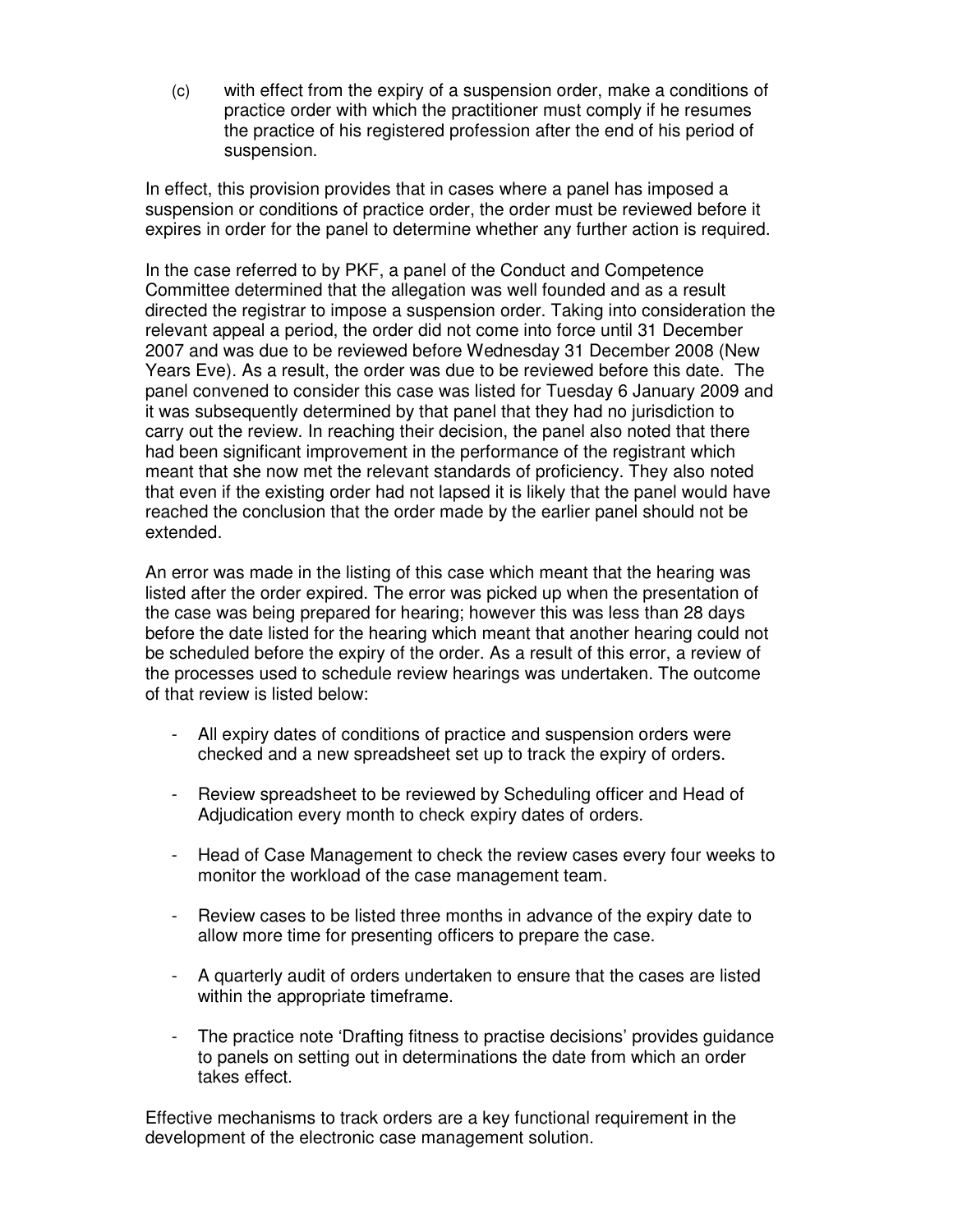(c) with effect from the expiry of a suspension order, make a conditions of practice order with which the practitioner must comply if he resumes the practice of his registered profession after the end of his period of suspension.

In effect, this provision provides that in cases where a panel has imposed a suspension or conditions of practice order, the order must be reviewed before it expires in order for the panel to determine whether any further action is required.

In the case referred to by PKF, a panel of the Conduct and Competence Committee determined that the allegation was well founded and as a result directed the registrar to impose a suspension order. Taking into consideration the relevant appeal a period, the order did not come into force until 31 December 2007 and was due to be reviewed before Wednesday 31 December 2008 (New Years Eve). As a result, the order was due to be reviewed before this date. The panel convened to consider this case was listed for Tuesday 6 January 2009 and it was subsequently determined by that panel that they had no jurisdiction to carry out the review. In reaching their decision, the panel also noted that there had been significant improvement in the performance of the registrant which meant that she now met the relevant standards of proficiency. They also noted that even if the existing order had not lapsed it is likely that the panel would have reached the conclusion that the order made by the earlier panel should not be extended.

An error was made in the listing of this case which meant that the hearing was listed after the order expired. The error was picked up when the presentation of the case was being prepared for hearing; however this was less than 28 days before the date listed for the hearing which meant that another hearing could not be scheduled before the expiry of the order. As a result of this error, a review of the processes used to schedule review hearings was undertaken. The outcome of that review is listed below:

- All expiry dates of conditions of practice and suspension orders were checked and a new spreadsheet set up to track the expiry of orders.
- Review spreadsheet to be reviewed by Scheduling officer and Head of Adjudication every month to check expiry dates of orders.
- Head of Case Management to check the review cases every four weeks to monitor the workload of the case management team.
- Review cases to be listed three months in advance of the expiry date to allow more time for presenting officers to prepare the case.
- A quarterly audit of orders undertaken to ensure that the cases are listed within the appropriate timeframe.
- The practice note 'Drafting fitness to practise decisions' provides guidance to panels on setting out in determinations the date from which an order takes effect.

Effective mechanisms to track orders are a key functional requirement in the development of the electronic case management solution.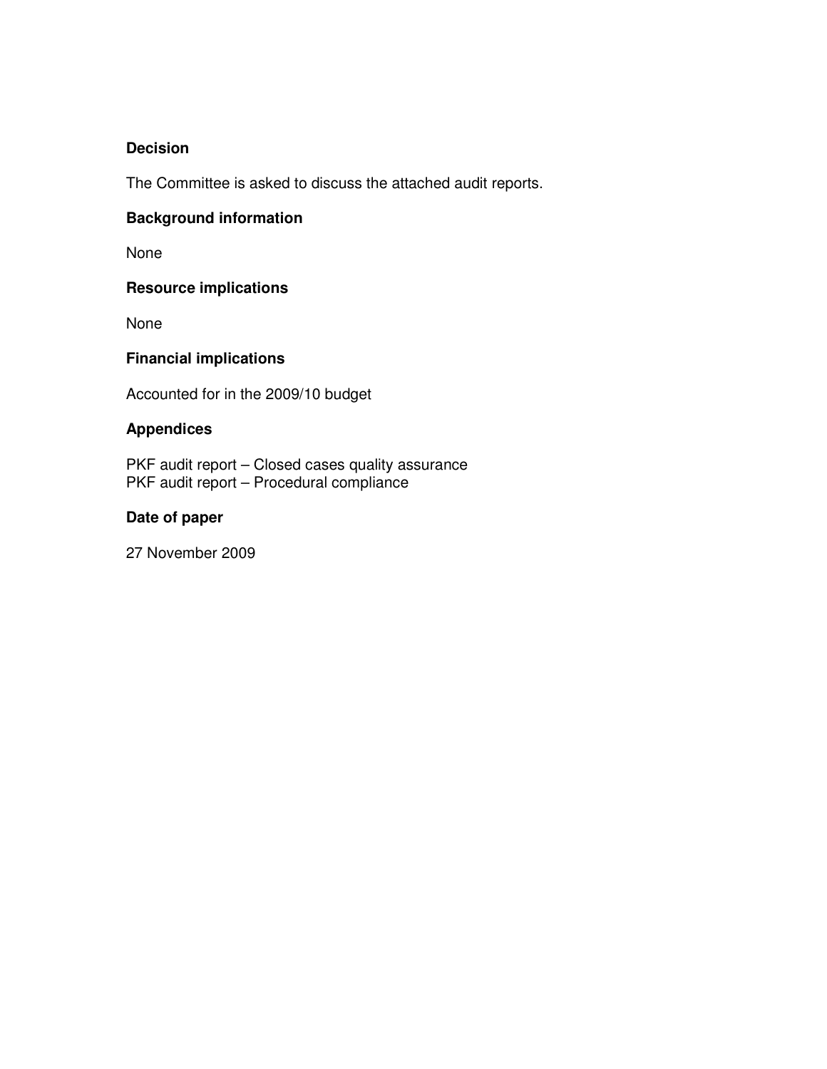### Decision

The Committee is asked to discuss the attached audit reports.

### Background information

None

### Resource implications

None

### Financial implications

Accounted for in the 2009/10 budget

### Appendices

PKF audit report – Closed cases quality assurance
PKF audit report – Procedural compliance

### Date of paper

27 November 2009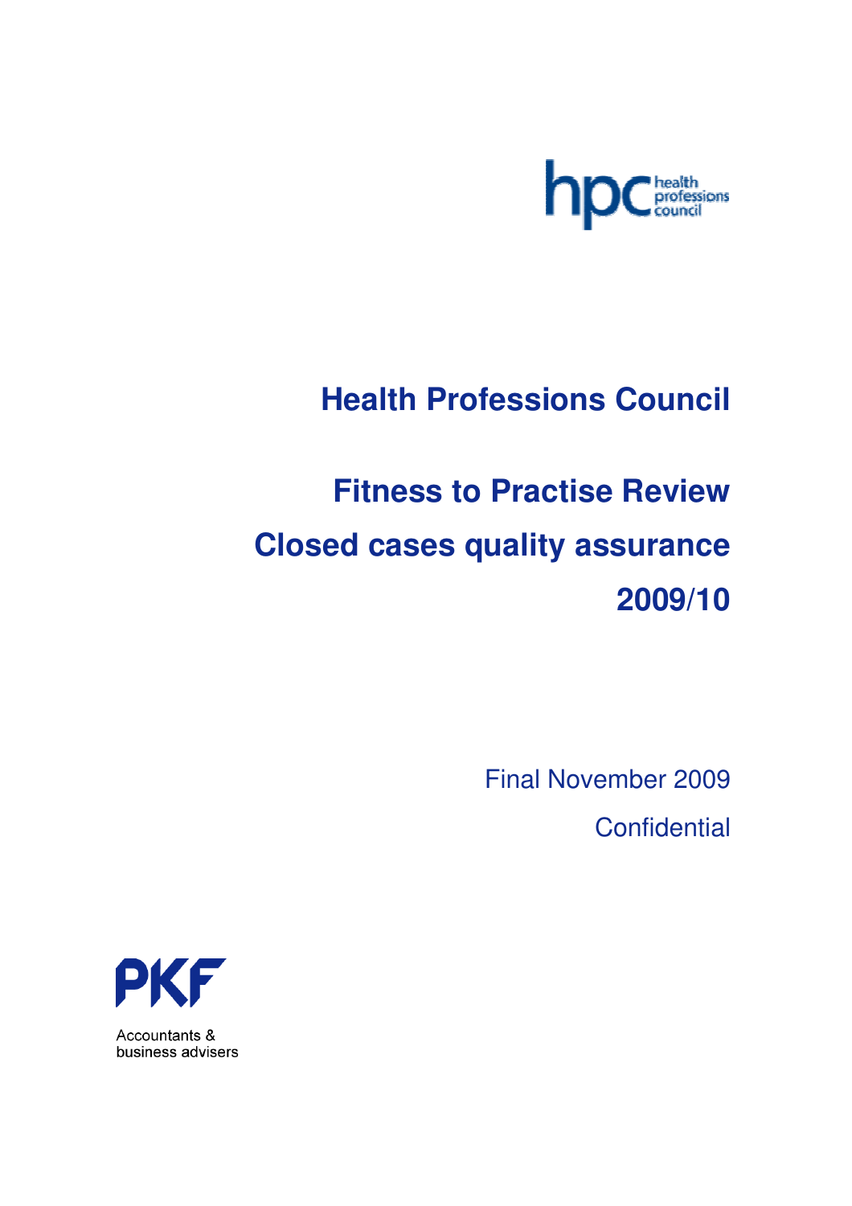# Health Professions Council

# Fitness to Practise Review

# Closed cases quality assurance

# 2009/10

Final November 2009

Confidential

PKF

Accountants & business advisers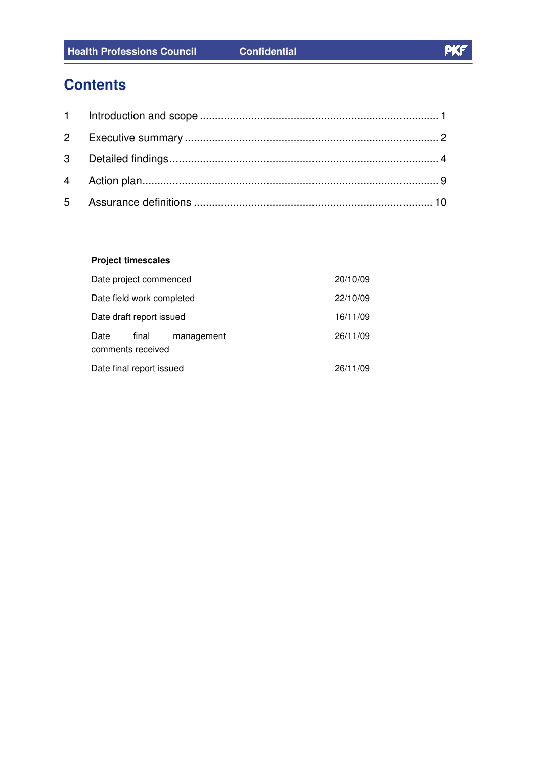# Contents

1 Introduction and scope ....................................................................... 1

2 Executive summary ............................................................................ 2

3 Detailed findings ................................................................................. 4

4 Action plan........................................................................................... 9

5 Assurance definitions ....................................................................... 10

**Project timescales**

| | |
|---|---|
| Date project commenced | 20/10/09 |
| Date field work completed | 22/10/09 |
| Date draft report issued | 16/11/09 |
| Date final management comments received | 26/11/09 |
| Date final report issued | 26/11/09 |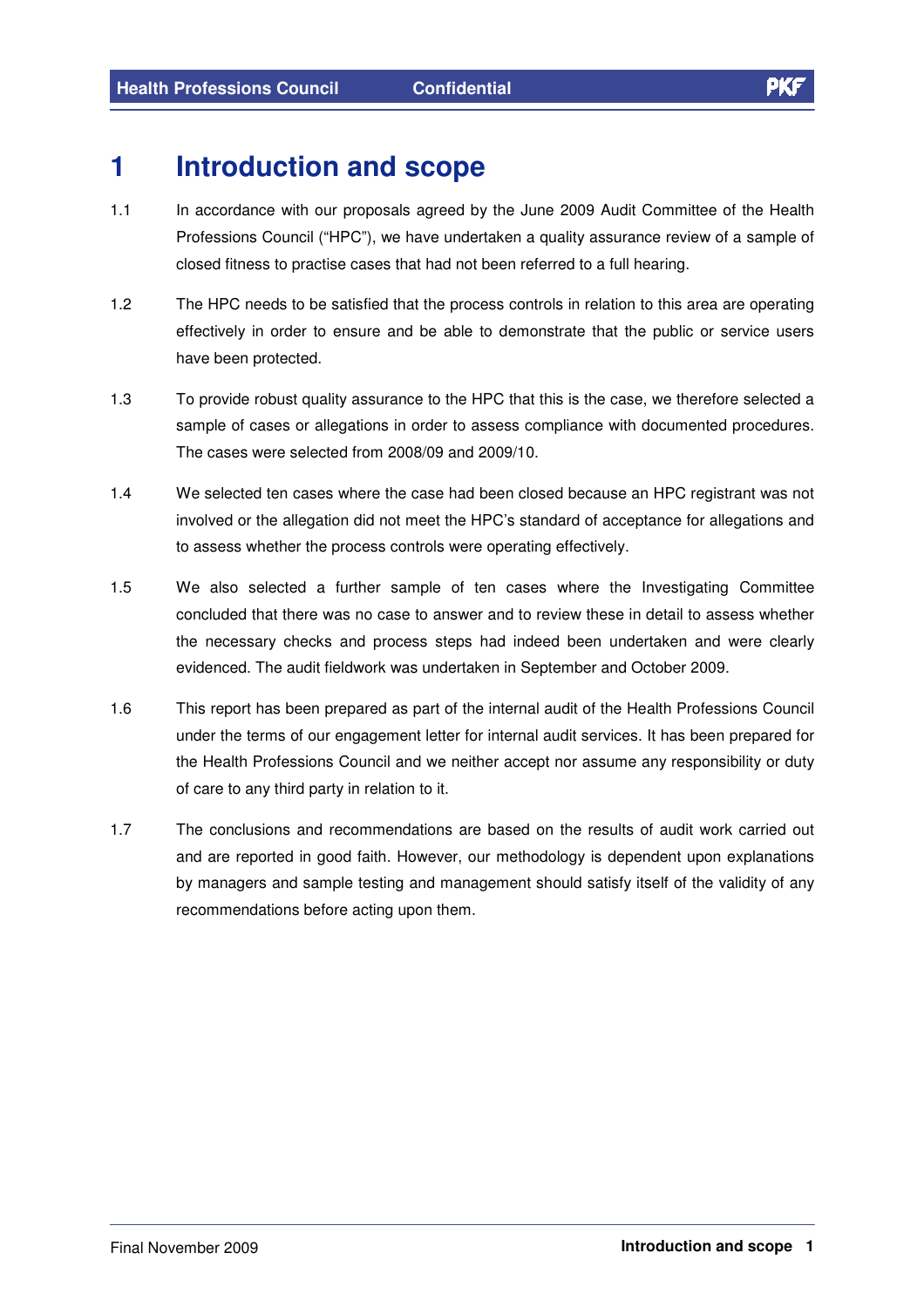# 1 Introduction and scope

1.1 In accordance with our proposals agreed by the June 2009 Audit Committee of the Health Professions Council ("HPC"), we have undertaken a quality assurance review of a sample of closed fitness to practise cases that had not been referred to a full hearing.

1.2 The HPC needs to be satisfied that the process controls in relation to this area are operating effectively in order to ensure and be able to demonstrate that the public or service users have been protected.

1.3 To provide robust quality assurance to the HPC that this is the case, we therefore selected a sample of cases or allegations in order to assess compliance with documented procedures. The cases were selected from 2008/09 and 2009/10.

1.4 We selected ten cases where the case had been closed because an HPC registrant was not involved or the allegation did not meet the HPC's standard of acceptance for allegations and to assess whether the process controls were operating effectively.

1.5 We also selected a further sample of ten cases where the Investigating Committee concluded that there was no case to answer and to review these in detail to assess whether the necessary checks and process steps had indeed been undertaken and were clearly evidenced. The audit fieldwork was undertaken in September and October 2009.

1.6 This report has been prepared as part of the internal audit of the Health Professions Council under the terms of our engagement letter for internal audit services. It has been prepared for the Health Professions Council and we neither accept nor assume any responsibility or duty of care to any third party in relation to it.

1.7 The conclusions and recommendations are based on the results of audit work carried out and are reported in good faith. However, our methodology is dependent upon explanations by managers and sample testing and management should satisfy itself of the validity of any recommendations before acting upon them.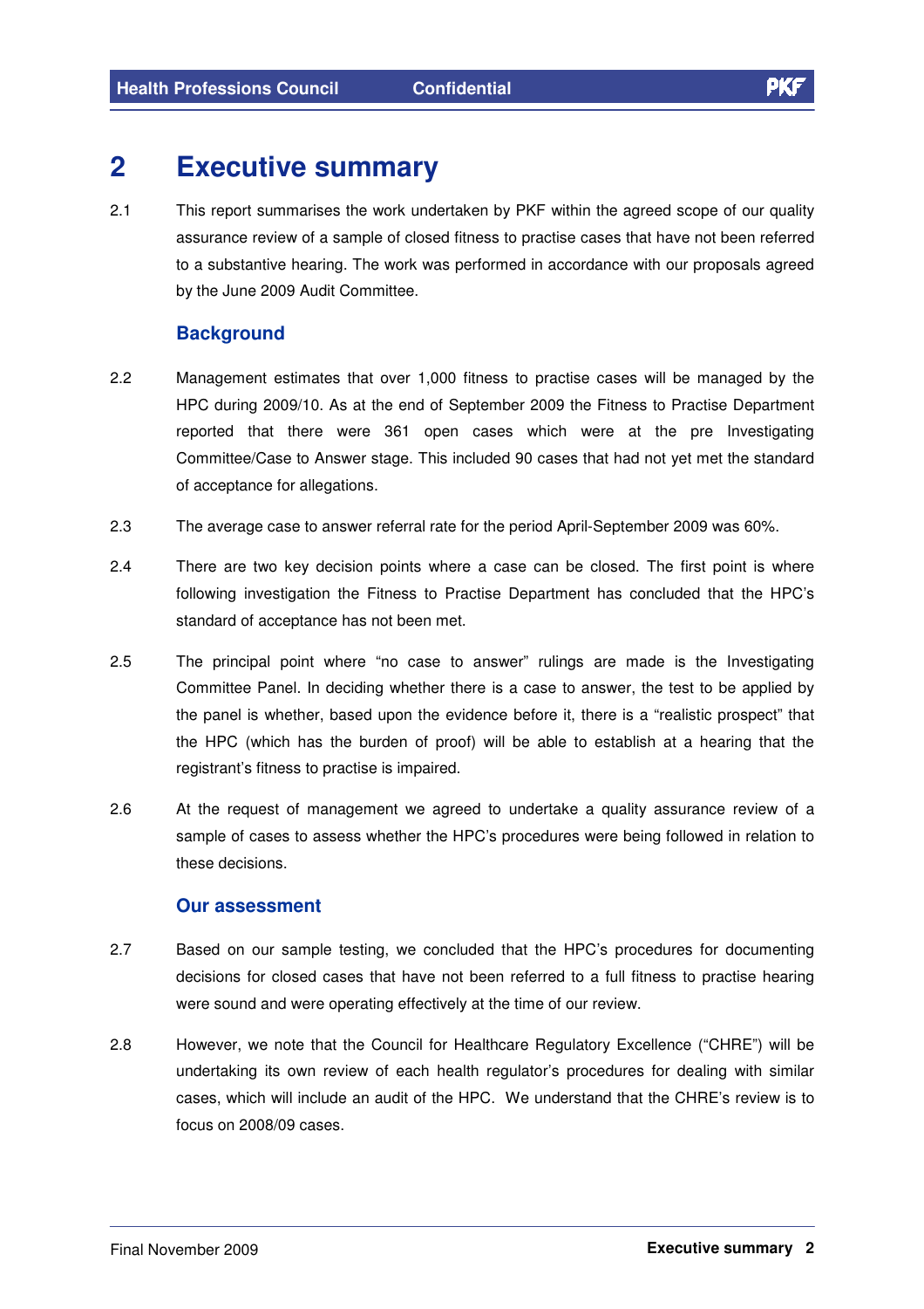# 2 Executive summary

2.1 This report summarises the work undertaken by PKF within the agreed scope of our quality assurance review of a sample of closed fitness to practise cases that have not been referred to a substantive hearing. The work was performed in accordance with our proposals agreed by the June 2009 Audit Committee.

## Background

2.2 Management estimates that over 1,000 fitness to practise cases will be managed by the HPC during 2009/10. As at the end of September 2009 the Fitness to Practise Department reported that there were 361 open cases which were at the pre Investigating Committee/Case to Answer stage. This included 90 cases that had not yet met the standard of acceptance for allegations.

2.3 The average case to answer referral rate for the period April-September 2009 was 60%.

2.4 There are two key decision points where a case can be closed. The first point is where following investigation the Fitness to Practise Department has concluded that the HPC's standard of acceptance has not been met.

2.5 The principal point where "no case to answer" rulings are made is the Investigating Committee Panel. In deciding whether there is a case to answer, the test to be applied by the panel is whether, based upon the evidence before it, there is a "realistic prospect" that the HPC (which has the burden of proof) will be able to establish at a hearing that the registrant's fitness to practise is impaired.

2.6 At the request of management we agreed to undertake a quality assurance review of a sample of cases to assess whether the HPC's procedures were being followed in relation to these decisions.

## Our assessment

2.7 Based on our sample testing, we concluded that the HPC's procedures for documenting decisions for closed cases that have not been referred to a full fitness to practise hearing were sound and were operating effectively at the time of our review.

2.8 However, we note that the Council for Healthcare Regulatory Excellence ("CHRE") will be undertaking its own review of each health regulator's procedures for dealing with similar cases, which will include an audit of the HPC. We understand that the CHRE's review is to focus on 2008/09 cases.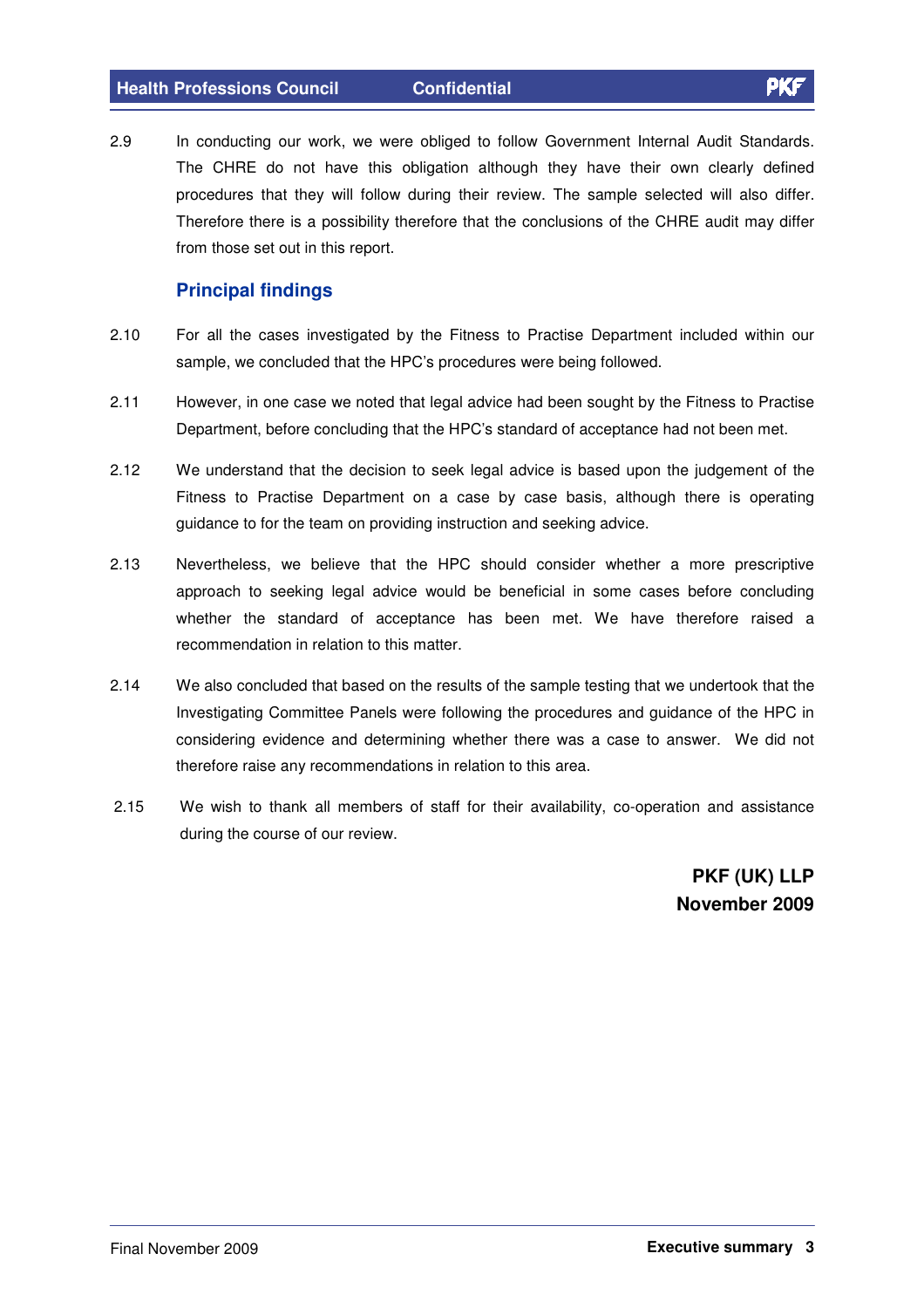2.9 In conducting our work, we were obliged to follow Government Internal Audit Standards. The CHRE do not have this obligation although they have their own clearly defined procedures that they will follow during their review. The sample selected will also differ. Therefore there is a possibility therefore that the conclusions of the CHRE audit may differ from those set out in this report.

## Principal findings

2.10 For all the cases investigated by the Fitness to Practise Department included within our sample, we concluded that the HPC's procedures were being followed.

2.11 However, in one case we noted that legal advice had been sought by the Fitness to Practise Department, before concluding that the HPC's standard of acceptance had not been met.

2.12 We understand that the decision to seek legal advice is based upon the judgement of the Fitness to Practise Department on a case by case basis, although there is operating guidance to for the team on providing instruction and seeking advice.

2.13 Nevertheless, we believe that the HPC should consider whether a more prescriptive approach to seeking legal advice would be beneficial in some cases before concluding whether the standard of acceptance has been met. We have therefore raised a recommendation in relation to this matter.

2.14 We also concluded that based on the results of the sample testing that we undertook that the Investigating Committee Panels were following the procedures and guidance of the HPC in considering evidence and determining whether there was a case to answer. We did not therefore raise any recommendations in relation to this area.

2.15 We wish to thank all members of staff for their availability, co-operation and assistance during the course of our review.

**PKF (UK) LLP**
**November 2009**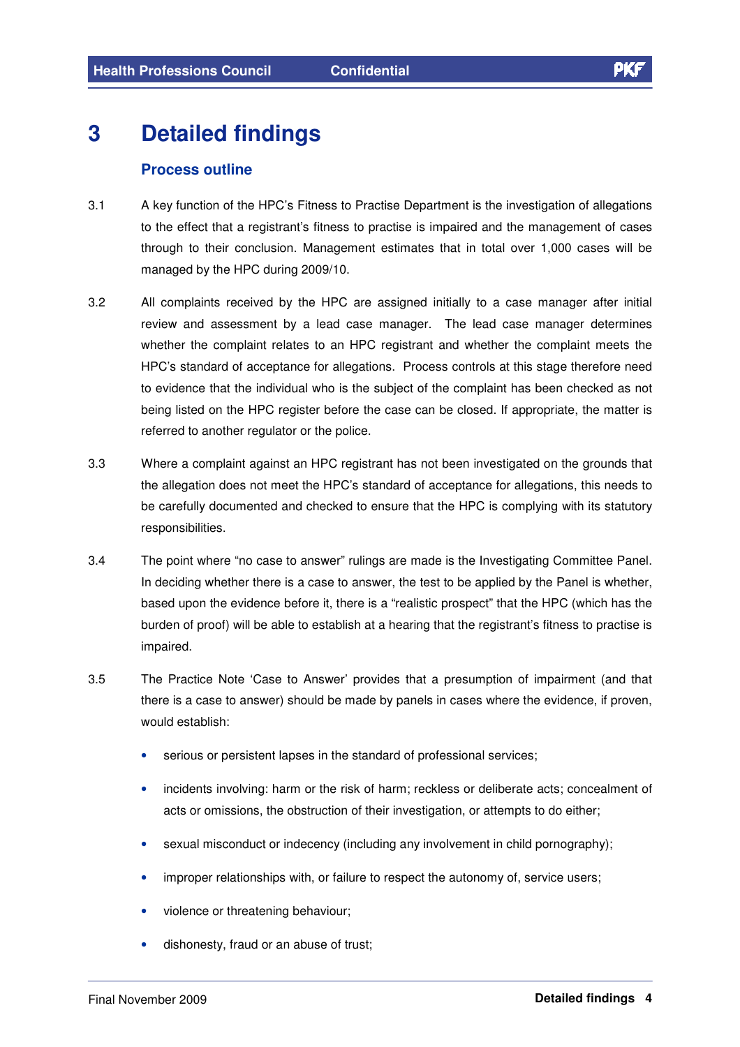# 3 Detailed findings

## Process outline

3.1 A key function of the HPC's Fitness to Practise Department is the investigation of allegations to the effect that a registrant's fitness to practise is impaired and the management of cases through to their conclusion. Management estimates that in total over 1,000 cases will be managed by the HPC during 2009/10.

3.2 All complaints received by the HPC are assigned initially to a case manager after initial review and assessment by a lead case manager. The lead case manager determines whether the complaint relates to an HPC registrant and whether the complaint meets the HPC's standard of acceptance for allegations. Process controls at this stage therefore need to evidence that the individual who is the subject of the complaint has been checked as not being listed on the HPC register before the case can be closed. If appropriate, the matter is referred to another regulator or the police.

3.3 Where a complaint against an HPC registrant has not been investigated on the grounds that the allegation does not meet the HPC's standard of acceptance for allegations, this needs to be carefully documented and checked to ensure that the HPC is complying with its statutory responsibilities.

3.4 The point where "no case to answer" rulings are made is the Investigating Committee Panel. In deciding whether there is a case to answer, the test to be applied by the Panel is whether, based upon the evidence before it, there is a "realistic prospect" that the HPC (which has the burden of proof) will be able to establish at a hearing that the registrant's fitness to practise is impaired.

3.5 The Practice Note 'Case to Answer' provides that a presumption of impairment (and that there is a case to answer) should be made by panels in cases where the evidence, if proven, would establish:

- serious or persistent lapses in the standard of professional services;
- incidents involving: harm or the risk of harm; reckless or deliberate acts; concealment of acts or omissions, the obstruction of their investigation, or attempts to do either;
- sexual misconduct or indecency (including any involvement in child pornography);
- improper relationships with, or failure to respect the autonomy of, service users;
- violence or threatening behaviour;
- dishonesty, fraud or an abuse of trust;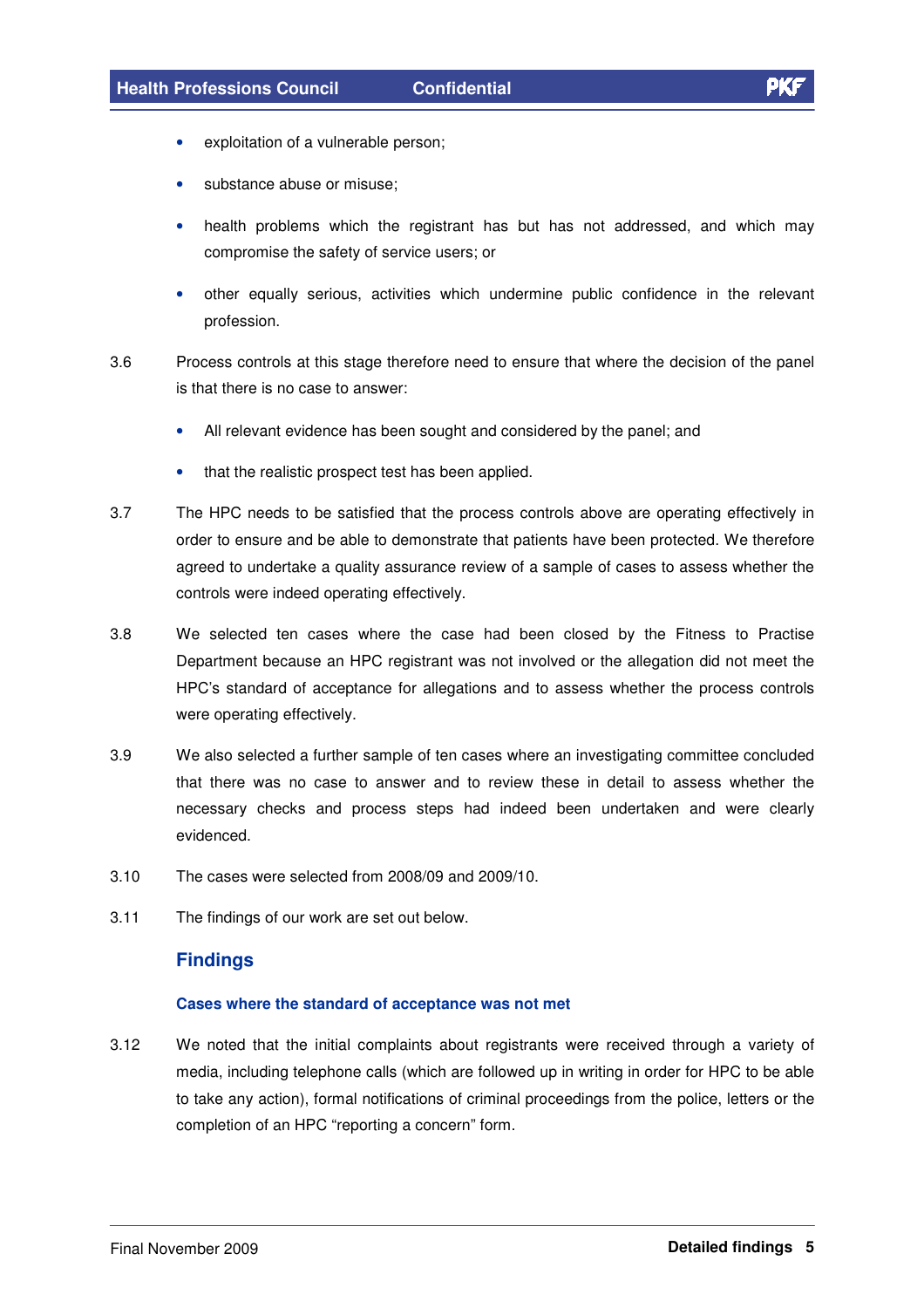- exploitation of a vulnerable person;
- substance abuse or misuse;
- health problems which the registrant has but has not addressed, and which may compromise the safety of service users; or
- other equally serious, activities which undermine public confidence in the relevant profession.

3.6 Process controls at this stage therefore need to ensure that where the decision of the panel is that there is no case to answer:

- All relevant evidence has been sought and considered by the panel; and
- that the realistic prospect test has been applied.

3.7 The HPC needs to be satisfied that the process controls above are operating effectively in order to ensure and be able to demonstrate that patients have been protected. We therefore agreed to undertake a quality assurance review of a sample of cases to assess whether the controls were indeed operating effectively.

3.8 We selected ten cases where the case had been closed by the Fitness to Practise Department because an HPC registrant was not involved or the allegation did not meet the HPC's standard of acceptance for allegations and to assess whether the process controls were operating effectively.

3.9 We also selected a further sample of ten cases where an investigating committee concluded that there was no case to answer and to review these in detail to assess whether the necessary checks and process steps had indeed been undertaken and were clearly evidenced.

3.10 The cases were selected from 2008/09 and 2009/10.

3.11 The findings of our work are set out below.

## Findings

### Cases where the standard of acceptance was not met

3.12 We noted that the initial complaints about registrants were received through a variety of media, including telephone calls (which are followed up in writing in order for HPC to be able to take any action), formal notifications of criminal proceedings from the police, letters or the completion of an HPC "reporting a concern" form.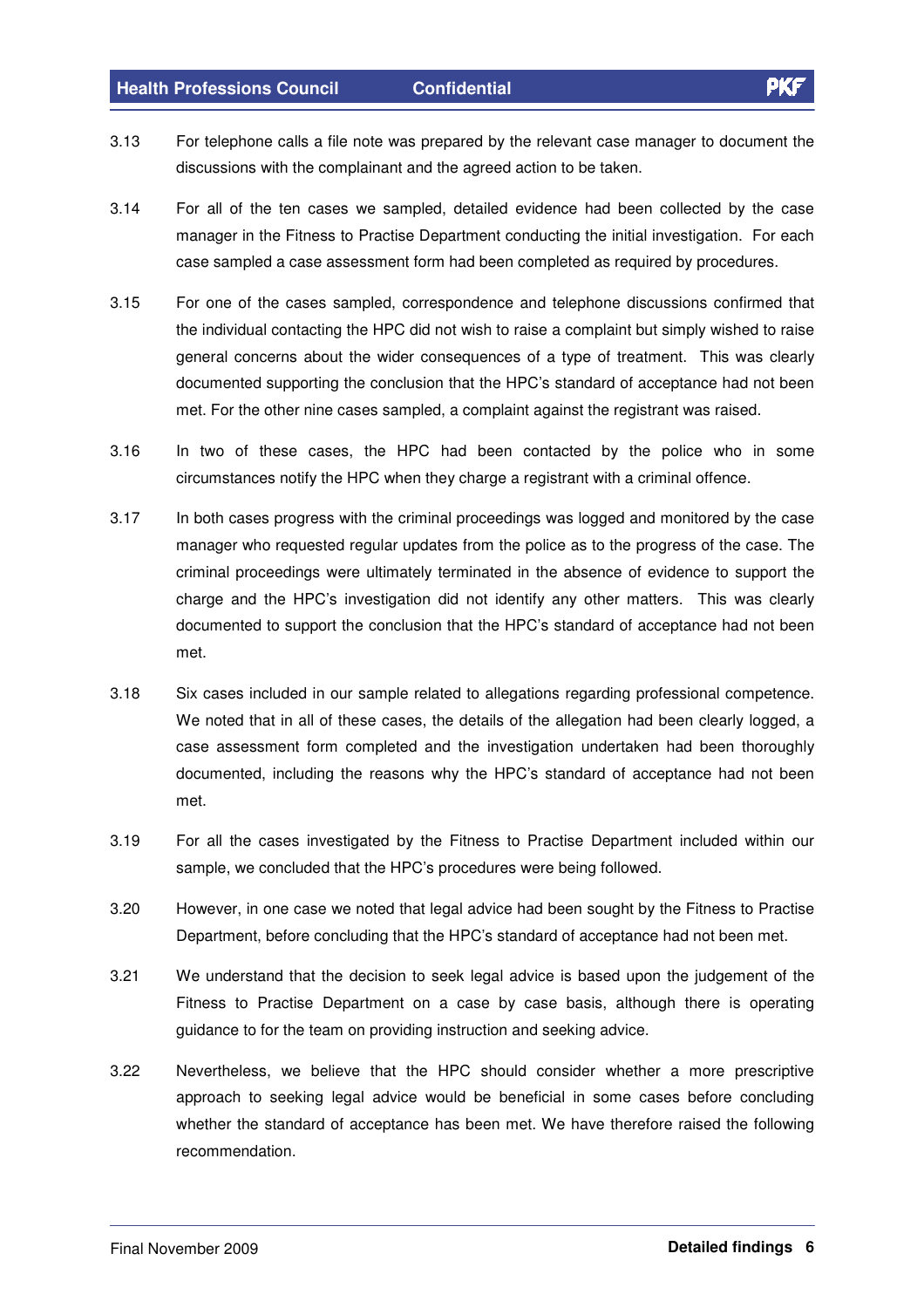3.13 For telephone calls a file note was prepared by the relevant case manager to document the discussions with the complainant and the agreed action to be taken.

3.14 For all of the ten cases we sampled, detailed evidence had been collected by the case manager in the Fitness to Practise Department conducting the initial investigation. For each case sampled a case assessment form had been completed as required by procedures.

3.15 For one of the cases sampled, correspondence and telephone discussions confirmed that the individual contacting the HPC did not wish to raise a complaint but simply wished to raise general concerns about the wider consequences of a type of treatment. This was clearly documented supporting the conclusion that the HPC's standard of acceptance had not been met. For the other nine cases sampled, a complaint against the registrant was raised.

3.16 In two of these cases, the HPC had been contacted by the police who in some circumstances notify the HPC when they charge a registrant with a criminal offence.

3.17 In both cases progress with the criminal proceedings was logged and monitored by the case manager who requested regular updates from the police as to the progress of the case. The criminal proceedings were ultimately terminated in the absence of evidence to support the charge and the HPC's investigation did not identify any other matters. This was clearly documented to support the conclusion that the HPC's standard of acceptance had not been met.

3.18 Six cases included in our sample related to allegations regarding professional competence. We noted that in all of these cases, the details of the allegation had been clearly logged, a case assessment form completed and the investigation undertaken had been thoroughly documented, including the reasons why the HPC's standard of acceptance had not been met.

3.19 For all the cases investigated by the Fitness to Practise Department included within our sample, we concluded that the HPC's procedures were being followed.

3.20 However, in one case we noted that legal advice had been sought by the Fitness to Practise Department, before concluding that the HPC's standard of acceptance had not been met.

3.21 We understand that the decision to seek legal advice is based upon the judgement of the Fitness to Practise Department on a case by case basis, although there is operating guidance to for the team on providing instruction and seeking advice.

3.22 Nevertheless, we believe that the HPC should consider whether a more prescriptive approach to seeking legal advice would be beneficial in some cases before concluding whether the standard of acceptance has been met. We have therefore raised the following recommendation.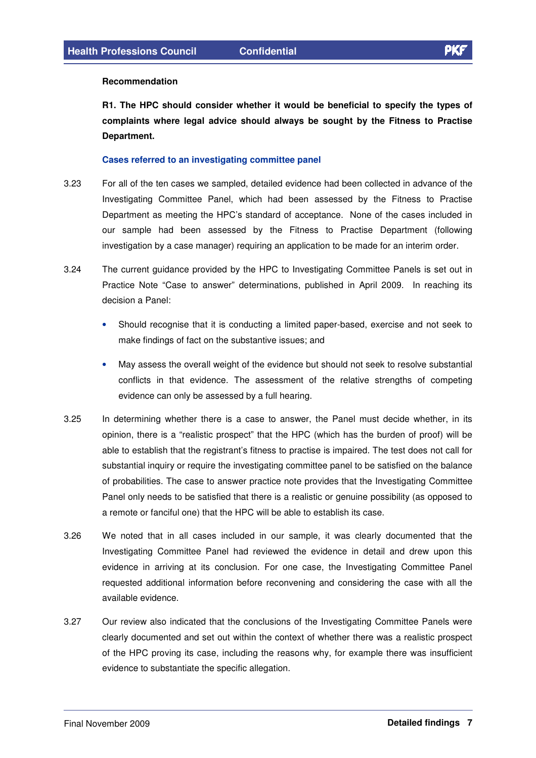**Recommendation**

**R1. The HPC should consider whether it would be beneficial to specify the types of complaints where legal advice should always be sought by the Fitness to Practise Department.**

### Cases referred to an investigating committee panel

3.23 For all of the ten cases we sampled, detailed evidence had been collected in advance of the Investigating Committee Panel, which had been assessed by the Fitness to Practise Department as meeting the HPC's standard of acceptance. None of the cases included in our sample had been assessed by the Fitness to Practise Department (following investigation by a case manager) requiring an application to be made for an interim order.

3.24 The current guidance provided by the HPC to Investigating Committee Panels is set out in Practice Note "Case to answer" determinations, published in April 2009. In reaching its decision a Panel:

- Should recognise that it is conducting a limited paper-based, exercise and not seek to make findings of fact on the substantive issues; and
- May assess the overall weight of the evidence but should not seek to resolve substantial conflicts in that evidence. The assessment of the relative strengths of competing evidence can only be assessed by a full hearing.

3.25 In determining whether there is a case to answer, the Panel must decide whether, in its opinion, there is a "realistic prospect" that the HPC (which has the burden of proof) will be able to establish that the registrant's fitness to practise is impaired. The test does not call for substantial inquiry or require the investigating committee panel to be satisfied on the balance of probabilities. The case to answer practice note provides that the Investigating Committee Panel only needs to be satisfied that there is a realistic or genuine possibility (as opposed to a remote or fanciful one) that the HPC will be able to establish its case.

3.26 We noted that in all cases included in our sample, it was clearly documented that the Investigating Committee Panel had reviewed the evidence in detail and drew upon this evidence in arriving at its conclusion. For one case, the Investigating Committee Panel requested additional information before reconvening and considering the case with all the available evidence.

3.27 Our review also indicated that the conclusions of the Investigating Committee Panels were clearly documented and set out within the context of whether there was a realistic prospect of the HPC proving its case, including the reasons why, for example there was insufficient evidence to substantiate the specific allegation.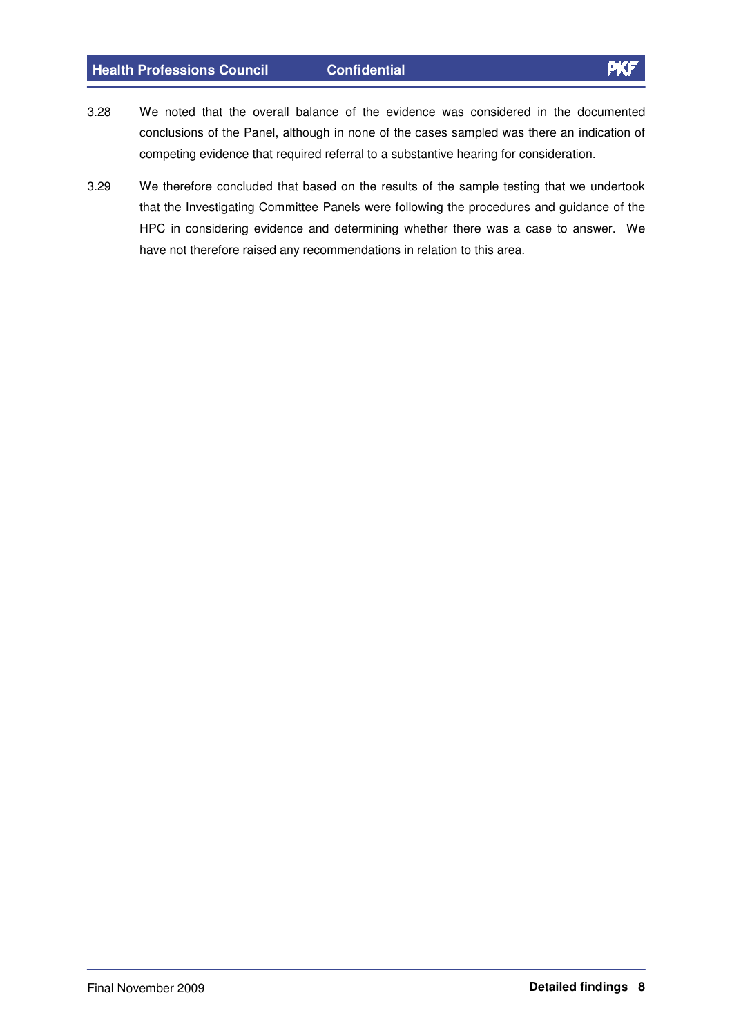3.28 We noted that the overall balance of the evidence was considered in the documented conclusions of the Panel, although in none of the cases sampled was there an indication of competing evidence that required referral to a substantive hearing for consideration.

3.29 We therefore concluded that based on the results of the sample testing that we undertook that the Investigating Committee Panels were following the procedures and guidance of the HPC in considering evidence and determining whether there was a case to answer. We have not therefore raised any recommendations in relation to this area.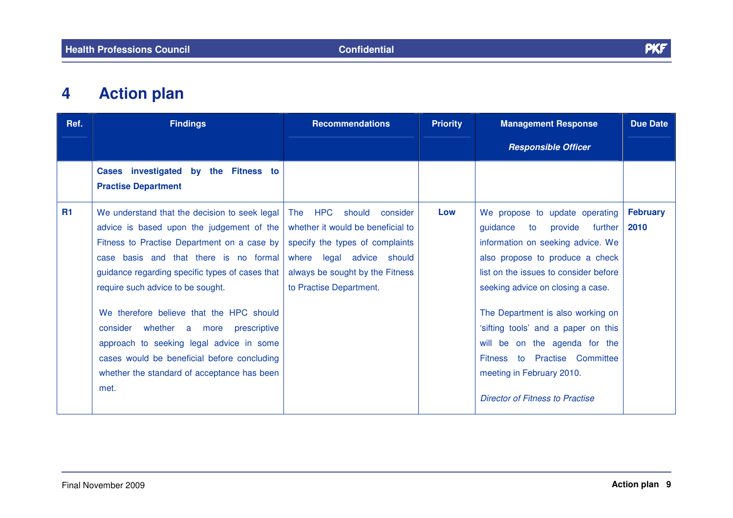# 4 Action plan

| Ref. | Findings | Recommendations | Priority | Management Response *Responsible Officer* | Due Date |
|---|---|---|---|---|---|
| | **Cases investigated by the Fitness to Practise Department** | | | | |
| **R1** | We understand that the decision to seek legal advice is based upon the judgement of the Fitness to Practise Department on a case by case basis and that there is no formal guidance regarding specific types of cases that require such advice to be sought.<br><br>We therefore believe that the HPC should consider whether a more prescriptive approach to seeking legal advice in some cases would be beneficial before concluding whether the standard of acceptance has been met. | The HPC should consider whether it would be beneficial to specify the types of complaints where legal advice should always be sought by the Fitness to Practise Department. | **Low** | We propose to update operating guidance to provide further information on seeking advice. We also propose to produce a check list on the issues to consider before seeking advice on closing a case.<br><br>The Department is also working on 'sifting tools' and a paper on this will be on the agenda for the Fitness to Practise Committee meeting in February 2010.<br><br>*Director of Fitness to Practise* | **February 2010** |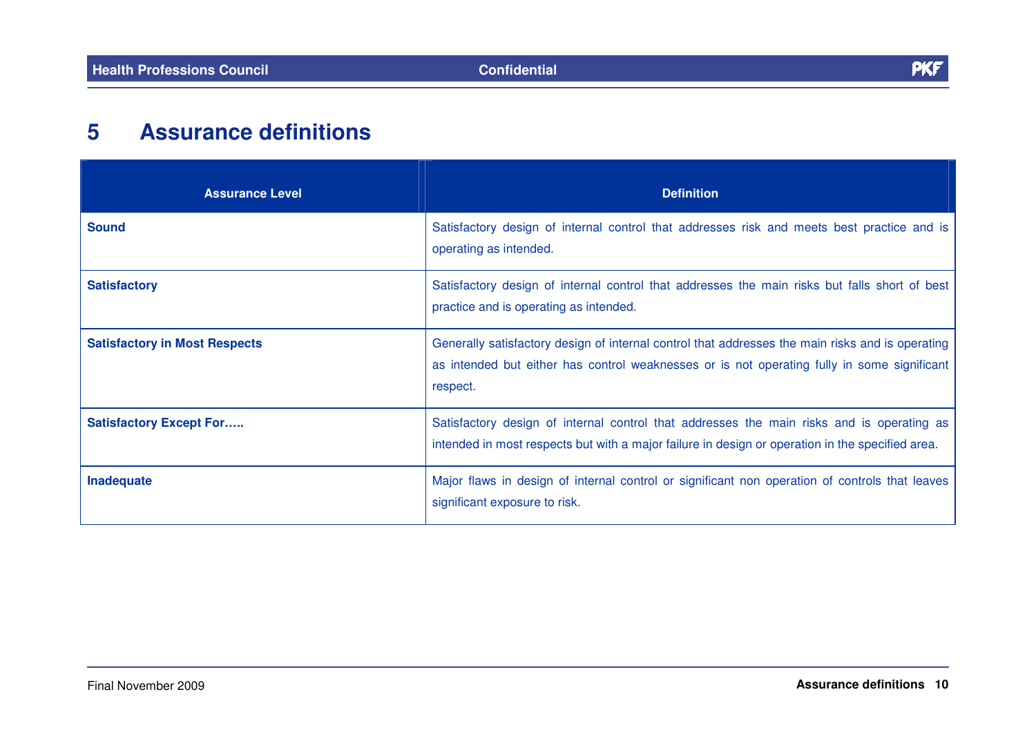# 5 Assurance definitions

| Assurance Level | Definition |
|---|---|
| **Sound** | Satisfactory design of internal control that addresses risk and meets best practice and is operating as intended. |
| **Satisfactory** | Satisfactory design of internal control that addresses the main risks but falls short of best practice and is operating as intended. |
| **Satisfactory in Most Respects** | Generally satisfactory design of internal control that addresses the main risks and is operating as intended but either has control weaknesses or is not operating fully in some significant respect. |
| **Satisfactory Except For…..** | Satisfactory design of internal control that addresses the main risks and is operating as intended in most respects but with a major failure in design or operation in the specified area. |
| **Inadequate** | Major flaws in design of internal control or significant non operation of controls that leaves significant exposure to risk. |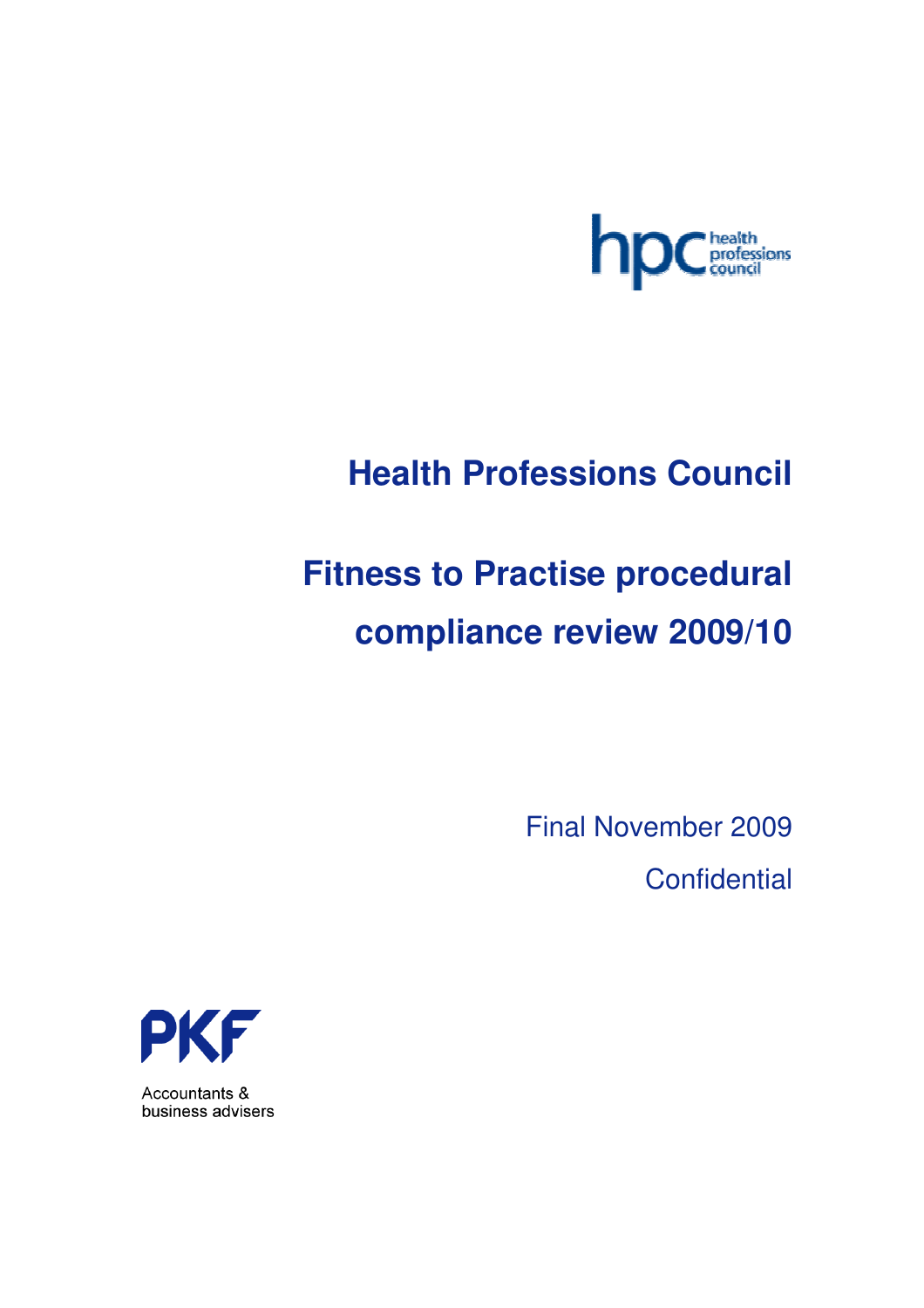# Health Professions Council

# Fitness to Practise procedural compliance review 2009/10

Final November 2009

Confidential

Accountants & business advisers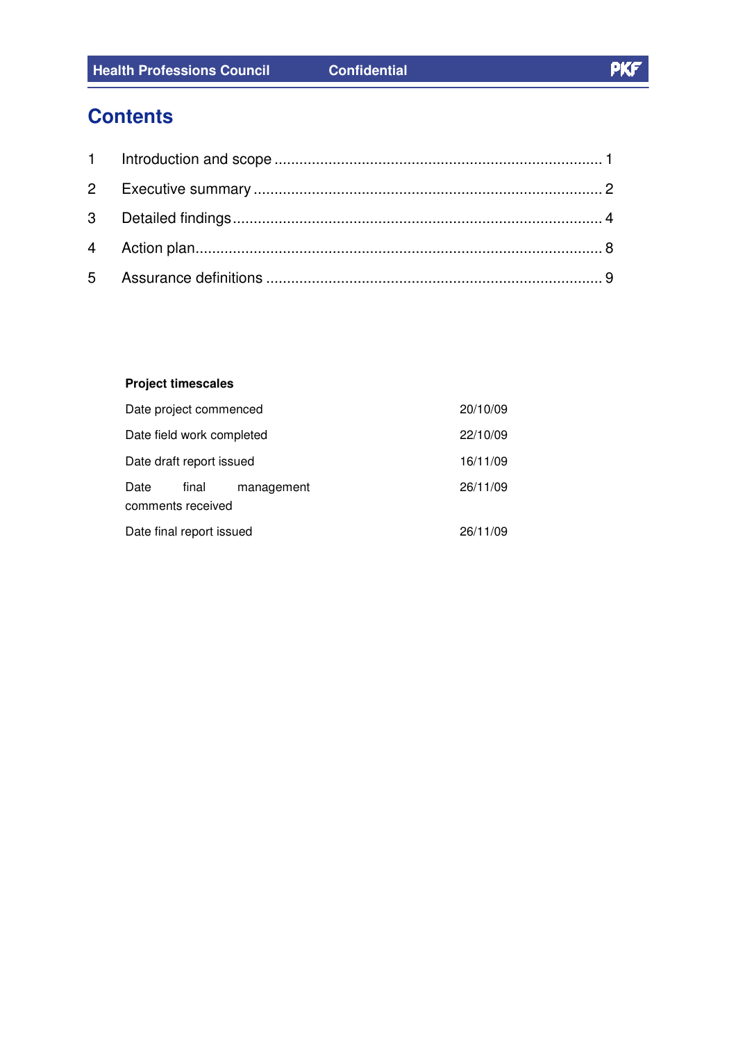# Contents

| | | |
|---|---|---|
| 1 | Introduction and scope | 1 |
| 2 | Executive summary | 2 |
| 3 | Detailed findings | 4 |
| 4 | Action plan | 8 |
| 5 | Assurance definitions | 9 |

**Project timescales**

| | |
|---|---|
| Date project commenced | 20/10/09 |
| Date field work completed | 22/10/09 |
| Date draft report issued | 16/11/09 |
| Date final management comments received | 26/11/09 |
| Date final report issued | 26/11/09 |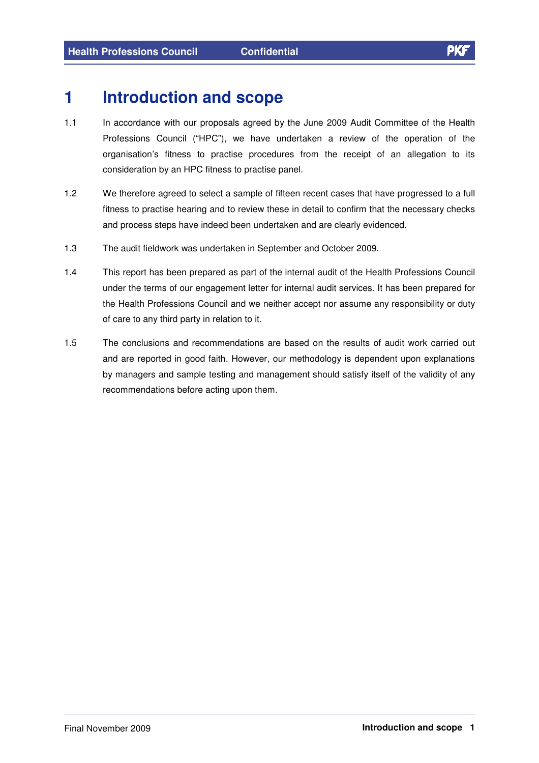# 1 Introduction and scope

1.1 In accordance with our proposals agreed by the June 2009 Audit Committee of the Health Professions Council ("HPC"), we have undertaken a review of the operation of the organisation's fitness to practise procedures from the receipt of an allegation to its consideration by an HPC fitness to practise panel.

1.2 We therefore agreed to select a sample of fifteen recent cases that have progressed to a full fitness to practise hearing and to review these in detail to confirm that the necessary checks and process steps have indeed been undertaken and are clearly evidenced.

1.3 The audit fieldwork was undertaken in September and October 2009.

1.4 This report has been prepared as part of the internal audit of the Health Professions Council under the terms of our engagement letter for internal audit services. It has been prepared for the Health Professions Council and we neither accept nor assume any responsibility or duty of care to any third party in relation to it.

1.5 The conclusions and recommendations are based on the results of audit work carried out and are reported in good faith. However, our methodology is dependent upon explanations by managers and sample testing and management should satisfy itself of the validity of any recommendations before acting upon them.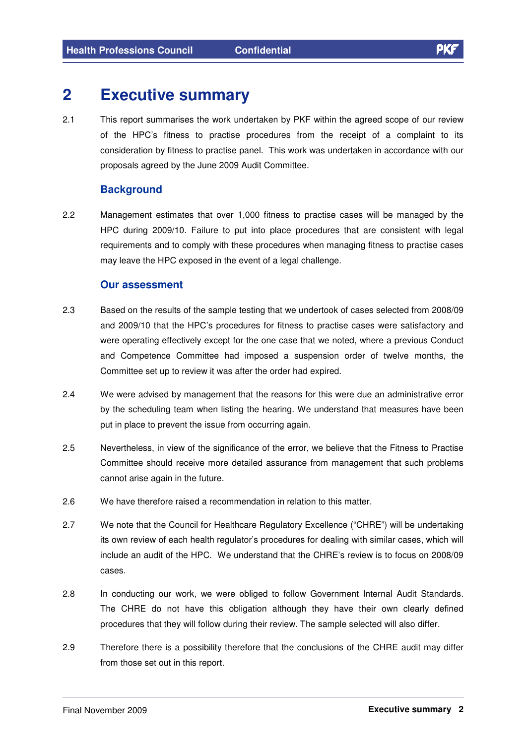# 2 Executive summary

2.1 This report summarises the work undertaken by PKF within the agreed scope of our review of the HPC's fitness to practise procedures from the receipt of a complaint to its consideration by fitness to practise panel. This work was undertaken in accordance with our proposals agreed by the June 2009 Audit Committee.

### Background

2.2 Management estimates that over 1,000 fitness to practise cases will be managed by the HPC during 2009/10. Failure to put into place procedures that are consistent with legal requirements and to comply with these procedures when managing fitness to practise cases may leave the HPC exposed in the event of a legal challenge.

### Our assessment

2.3 Based on the results of the sample testing that we undertook of cases selected from 2008/09 and 2009/10 that the HPC's procedures for fitness to practise cases were satisfactory and were operating effectively except for the one case that we noted, where a previous Conduct and Competence Committee had imposed a suspension order of twelve months, the Committee set up to review it was after the order had expired.

2.4 We were advised by management that the reasons for this were due an administrative error by the scheduling team when listing the hearing. We understand that measures have been put in place to prevent the issue from occurring again.

2.5 Nevertheless, in view of the significance of the error, we believe that the Fitness to Practise Committee should receive more detailed assurance from management that such problems cannot arise again in the future.

2.6 We have therefore raised a recommendation in relation to this matter.

2.7 We note that the Council for Healthcare Regulatory Excellence ("CHRE") will be undertaking its own review of each health regulator's procedures for dealing with similar cases, which will include an audit of the HPC. We understand that the CHRE's review is to focus on 2008/09 cases.

2.8 In conducting our work, we were obliged to follow Government Internal Audit Standards. The CHRE do not have this obligation although they have their own clearly defined procedures that they will follow during their review. The sample selected will also differ.

2.9 Therefore there is a possibility therefore that the conclusions of the CHRE audit may differ from those set out in this report.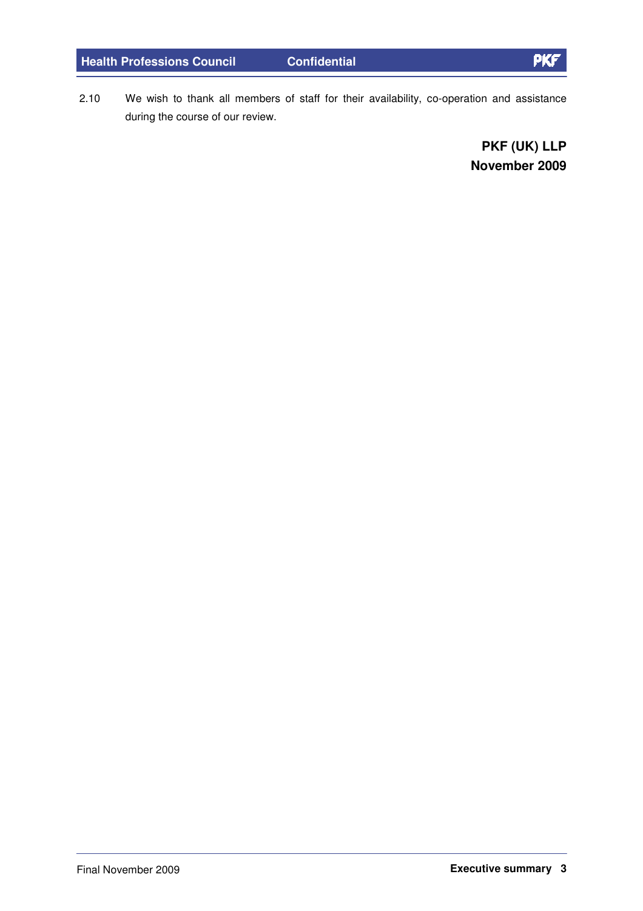2.10 We wish to thank all members of staff for their availability, co-operation and assistance during the course of our review.

**PKF (UK) LLP**
**November 2009**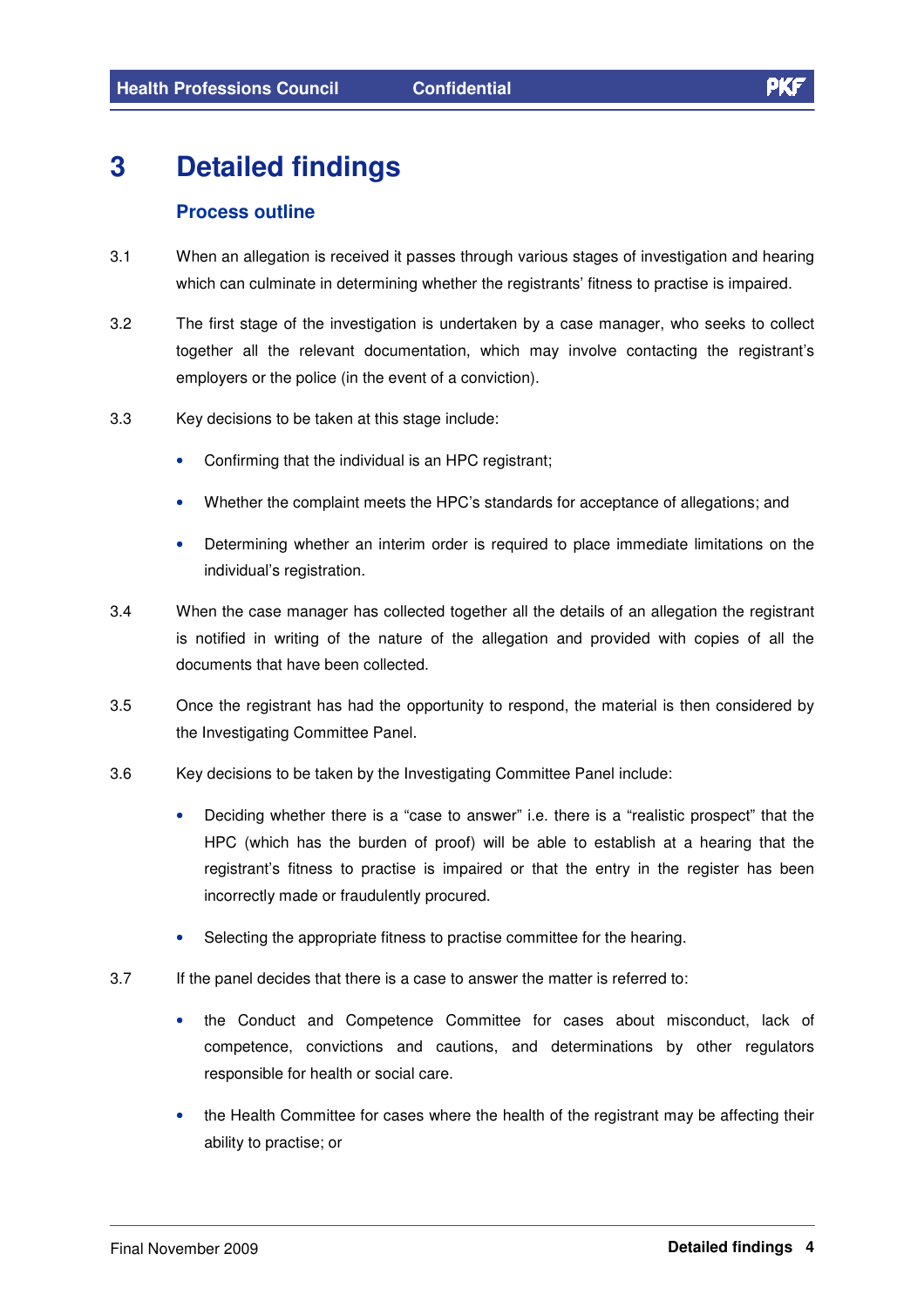# 3 Detailed findings

## Process outline

3.1 When an allegation is received it passes through various stages of investigation and hearing which can culminate in determining whether the registrants' fitness to practise is impaired.

3.2 The first stage of the investigation is undertaken by a case manager, who seeks to collect together all the relevant documentation, which may involve contacting the registrant's employers or the police (in the event of a conviction).

3.3 Key decisions to be taken at this stage include:

- Confirming that the individual is an HPC registrant;
- Whether the complaint meets the HPC's standards for acceptance of allegations; and
- Determining whether an interim order is required to place immediate limitations on the individual's registration.

3.4 When the case manager has collected together all the details of an allegation the registrant is notified in writing of the nature of the allegation and provided with copies of all the documents that have been collected.

3.5 Once the registrant has had the opportunity to respond, the material is then considered by the Investigating Committee Panel.

3.6 Key decisions to be taken by the Investigating Committee Panel include:

- Deciding whether there is a "case to answer" i.e. there is a "realistic prospect" that the HPC (which has the burden of proof) will be able to establish at a hearing that the registrant's fitness to practise is impaired or that the entry in the register has been incorrectly made or fraudulently procured.
- Selecting the appropriate fitness to practise committee for the hearing.

3.7 If the panel decides that there is a case to answer the matter is referred to:

- the Conduct and Competence Committee for cases about misconduct, lack of competence, convictions and cautions, and determinations by other regulators responsible for health or social care.
- the Health Committee for cases where the health of the registrant may be affecting their ability to practise; or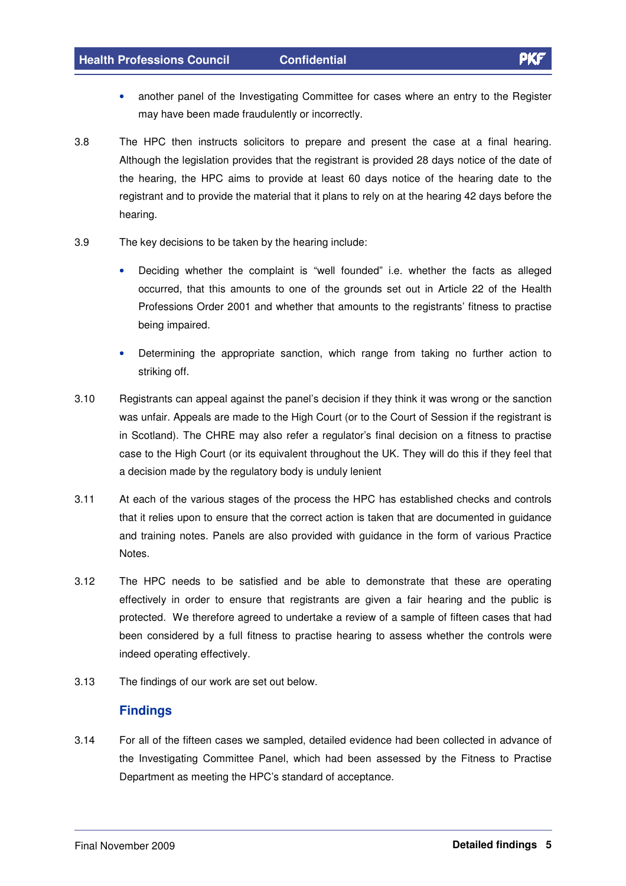- another panel of the Investigating Committee for cases where an entry to the Register may have been made fraudulently or incorrectly.

3.8 The HPC then instructs solicitors to prepare and present the case at a final hearing. Although the legislation provides that the registrant is provided 28 days notice of the date of the hearing, the HPC aims to provide at least 60 days notice of the hearing date to the registrant and to provide the material that it plans to rely on at the hearing 42 days before the hearing.

3.9 The key decisions to be taken by the hearing include:

- Deciding whether the complaint is "well founded" i.e. whether the facts as alleged occurred, that this amounts to one of the grounds set out in Article 22 of the Health Professions Order 2001 and whether that amounts to the registrants' fitness to practise being impaired.
- Determining the appropriate sanction, which range from taking no further action to striking off.

3.10 Registrants can appeal against the panel's decision if they think it was wrong or the sanction was unfair. Appeals are made to the High Court (or to the Court of Session if the registrant is in Scotland). The CHRE may also refer a regulator's final decision on a fitness to practise case to the High Court (or its equivalent throughout the UK. They will do this if they feel that a decision made by the regulatory body is unduly lenient

3.11 At each of the various stages of the process the HPC has established checks and controls that it relies upon to ensure that the correct action is taken that are documented in guidance and training notes. Panels are also provided with guidance in the form of various Practice Notes.

3.12 The HPC needs to be satisfied and be able to demonstrate that these are operating effectively in order to ensure that registrants are given a fair hearing and the public is protected. We therefore agreed to undertake a review of a sample of fifteen cases that had been considered by a full fitness to practise hearing to assess whether the controls were indeed operating effectively.

3.13 The findings of our work are set out below.

## Findings

3.14 For all of the fifteen cases we sampled, detailed evidence had been collected in advance of the Investigating Committee Panel, which had been assessed by the Fitness to Practise Department as meeting the HPC's standard of acceptance.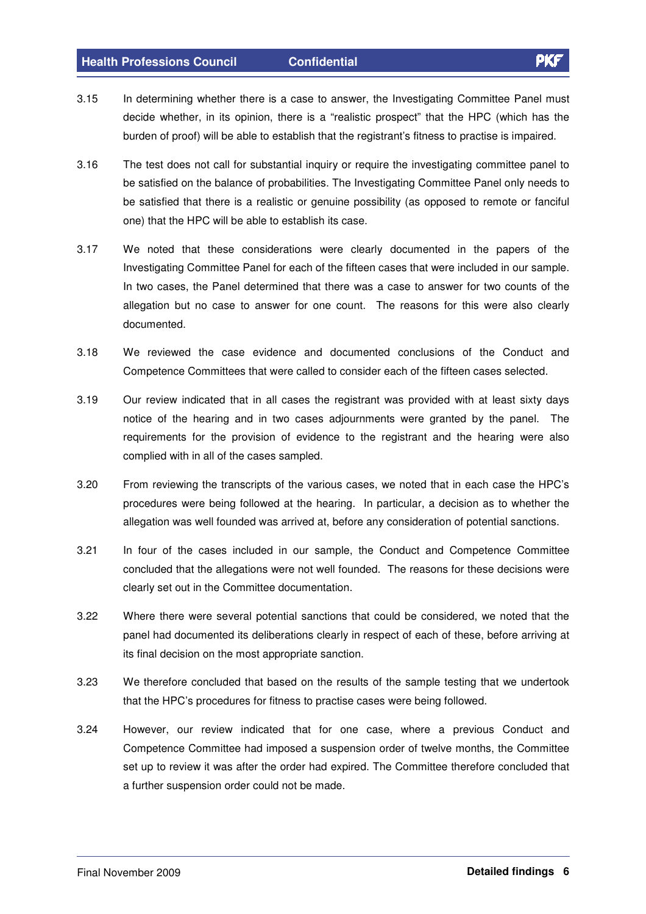3.15 In determining whether there is a case to answer, the Investigating Committee Panel must decide whether, in its opinion, there is a "realistic prospect" that the HPC (which has the burden of proof) will be able to establish that the registrant's fitness to practise is impaired.

3.16 The test does not call for substantial inquiry or require the investigating committee panel to be satisfied on the balance of probabilities. The Investigating Committee Panel only needs to be satisfied that there is a realistic or genuine possibility (as opposed to remote or fanciful one) that the HPC will be able to establish its case.

3.17 We noted that these considerations were clearly documented in the papers of the Investigating Committee Panel for each of the fifteen cases that were included in our sample. In two cases, the Panel determined that there was a case to answer for two counts of the allegation but no case to answer for one count. The reasons for this were also clearly documented.

3.18 We reviewed the case evidence and documented conclusions of the Conduct and Competence Committees that were called to consider each of the fifteen cases selected.

3.19 Our review indicated that in all cases the registrant was provided with at least sixty days notice of the hearing and in two cases adjournments were granted by the panel. The requirements for the provision of evidence to the registrant and the hearing were also complied with in all of the cases sampled.

3.20 From reviewing the transcripts of the various cases, we noted that in each case the HPC's procedures were being followed at the hearing. In particular, a decision as to whether the allegation was well founded was arrived at, before any consideration of potential sanctions.

3.21 In four of the cases included in our sample, the Conduct and Competence Committee concluded that the allegations were not well founded. The reasons for these decisions were clearly set out in the Committee documentation.

3.22 Where there were several potential sanctions that could be considered, we noted that the panel had documented its deliberations clearly in respect of each of these, before arriving at its final decision on the most appropriate sanction.

3.23 We therefore concluded that based on the results of the sample testing that we undertook that the HPC's procedures for fitness to practise cases were being followed.

3.24 However, our review indicated that for one case, where a previous Conduct and Competence Committee had imposed a suspension order of twelve months, the Committee set up to review it was after the order had expired. The Committee therefore concluded that a further suspension order could not be made.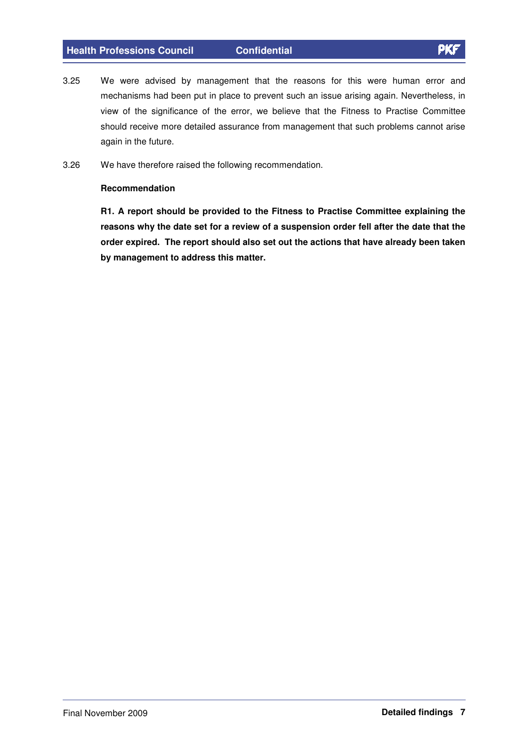3.25 We were advised by management that the reasons for this were human error and mechanisms had been put in place to prevent such an issue arising again. Nevertheless, in view of the significance of the error, we believe that the Fitness to Practise Committee should receive more detailed assurance from management that such problems cannot arise again in the future.

3.26 We have therefore raised the following recommendation.

**Recommendation**

**R1. A report should be provided to the Fitness to Practise Committee explaining the reasons why the date set for a review of a suspension order fell after the date that the order expired. The report should also set out the actions that have already been taken by management to address this matter.**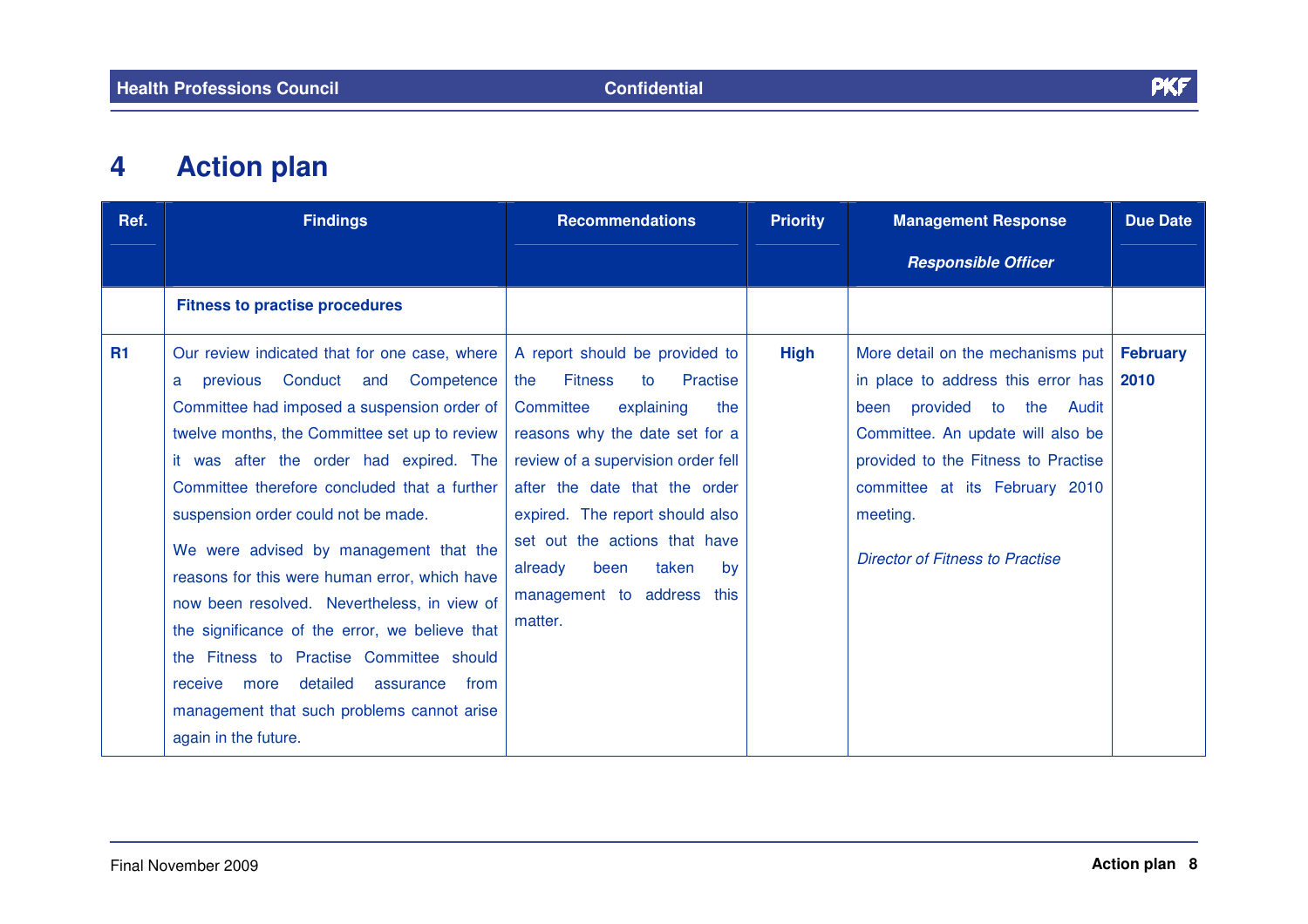# 4 Action plan

| Ref. | Findings | Recommendations | Priority | Management Response<br>*Responsible Officer* | Due Date |
|---|---|---|---|---|---|
| | **Fitness to practise procedures** | | | | |
| **R1** | Our review indicated that for one case, where a previous Conduct and Competence Committee had imposed a suspension order of twelve months, the Committee set up to review it was after the order had expired. The Committee therefore concluded that a further suspension order could not be made.<br><br>We were advised by management that the reasons for this were human error, which have now been resolved. Nevertheless, in view of the significance of the error, we believe that the Fitness to Practise Committee should receive more detailed assurance from management that such problems cannot arise again in the future. | A report should be provided to the Fitness to Practise Committee explaining the reasons why the date set for a review of a supervision order fell after the date that the order expired. The report should also set out the actions that have already been taken by management to address this matter. | **High** | More detail on the mechanisms put in place to address this error has been provided to the Audit Committee. An update will also be provided to the Fitness to Practise committee at its February 2010 meeting.<br><br>*Director of Fitness to Practise* | **February 2010** |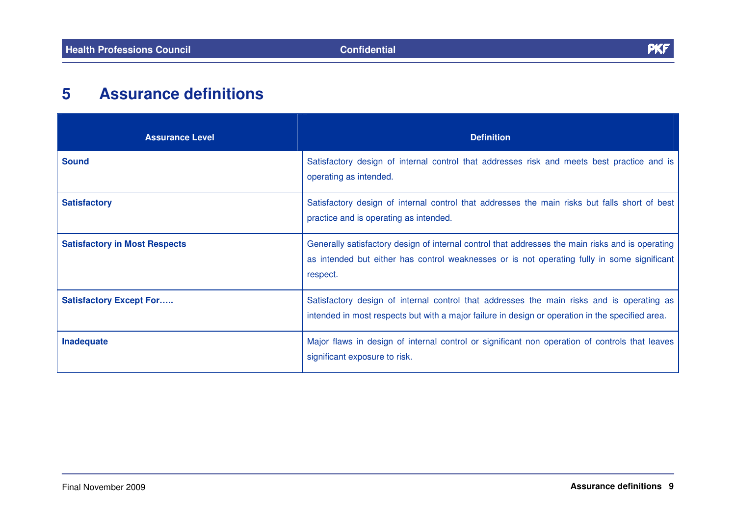# 5 Assurance definitions

| Assurance Level | Definition |
|---|---|
| **Sound** | Satisfactory design of internal control that addresses risk and meets best practice and is operating as intended. |
| **Satisfactory** | Satisfactory design of internal control that addresses the main risks but falls short of best practice and is operating as intended. |
| **Satisfactory in Most Respects** | Generally satisfactory design of internal control that addresses the main risks and is operating as intended but either has control weaknesses or is not operating fully in some significant respect. |
| **Satisfactory Except For…..** | Satisfactory design of internal control that addresses the main risks and is operating as intended in most respects but with a major failure in design or operation in the specified area. |
| **Inadequate** | Major flaws in design of internal control or significant non operation of controls that leaves significant exposure to risk. |